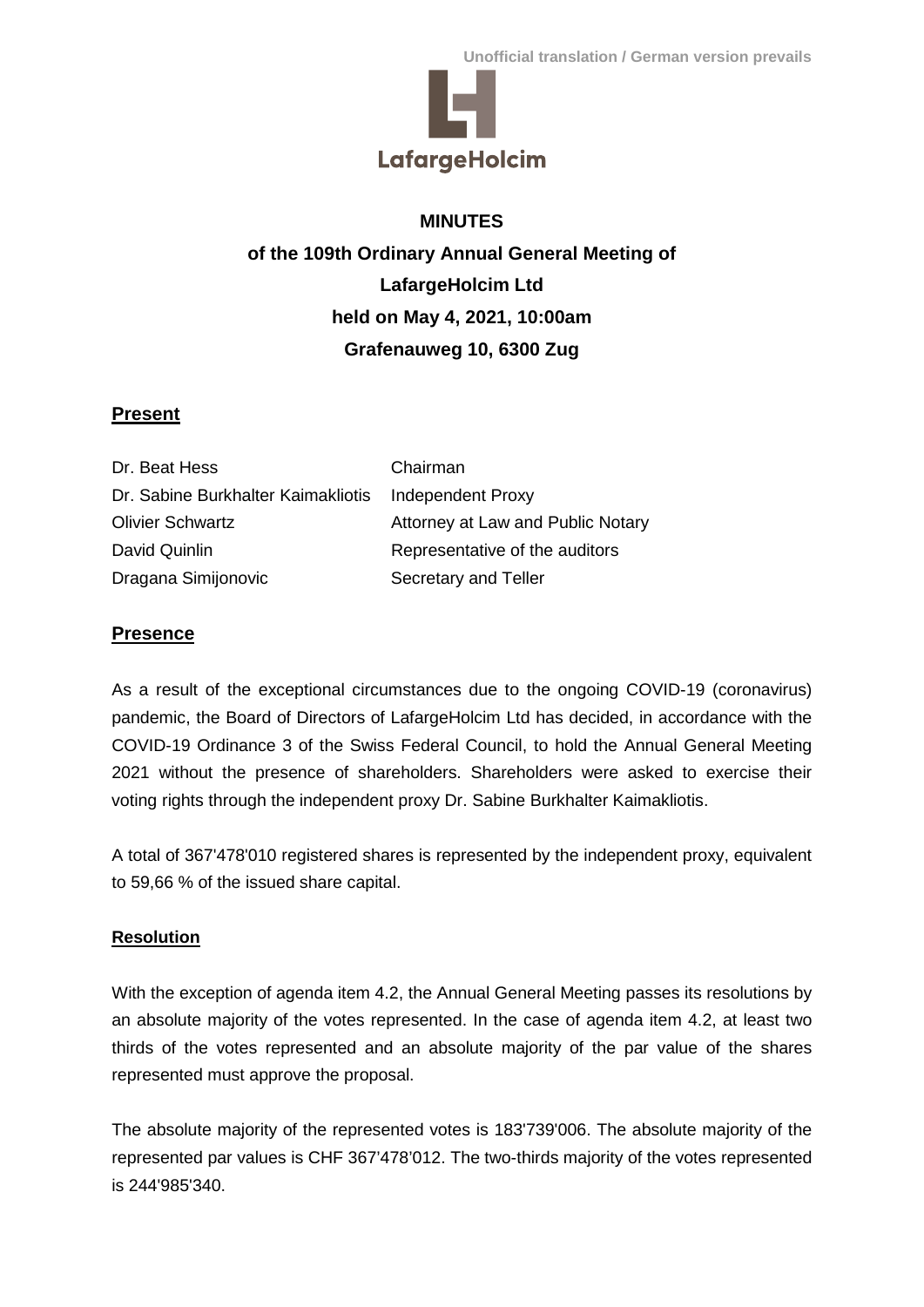Unofficial translation / German version prevails

LafargeHolcim

**MINUTES**

**of the 109th Ordinary Annual General Meeting of**

**LafargeHolcim Ltd**

**held on May 4, 2021, 10:00am**

**Grafenauweg 10, 6300 Zug**

## Present

| | |
|---|---|
| Dr. Beat Hess | Chairman |
| Dr. Sabine Burkhalter Kaimakliotis | Independent Proxy |
| Olivier Schwartz | Attorney at Law and Public Notary |
| David Quinlin | Representative of the auditors |
| Dragana Simijonovic | Secretary and Teller |

## Presence

As a result of the exceptional circumstances due to the ongoing COVID-19 (coronavirus) pandemic, the Board of Directors of LafargeHolcim Ltd has decided, in accordance with the COVID-19 Ordinance 3 of the Swiss Federal Council, to hold the Annual General Meeting 2021 without the presence of shareholders. Shareholders were asked to exercise their voting rights through the independent proxy Dr. Sabine Burkhalter Kaimakliotis.

A total of 367'478'010 registered shares is represented by the independent proxy, equivalent to 59,66 % of the issued share capital.

## Resolution

With the exception of agenda item 4.2, the Annual General Meeting passes its resolutions by an absolute majority of the votes represented. In the case of agenda item 4.2, at least two thirds of the votes represented and an absolute majority of the par value of the shares represented must approve the proposal.

The absolute majority of the represented votes is 183'739'006. The absolute majority of the represented par values is CHF 367'478'012. The two-thirds majority of the votes represented is 244'985'340.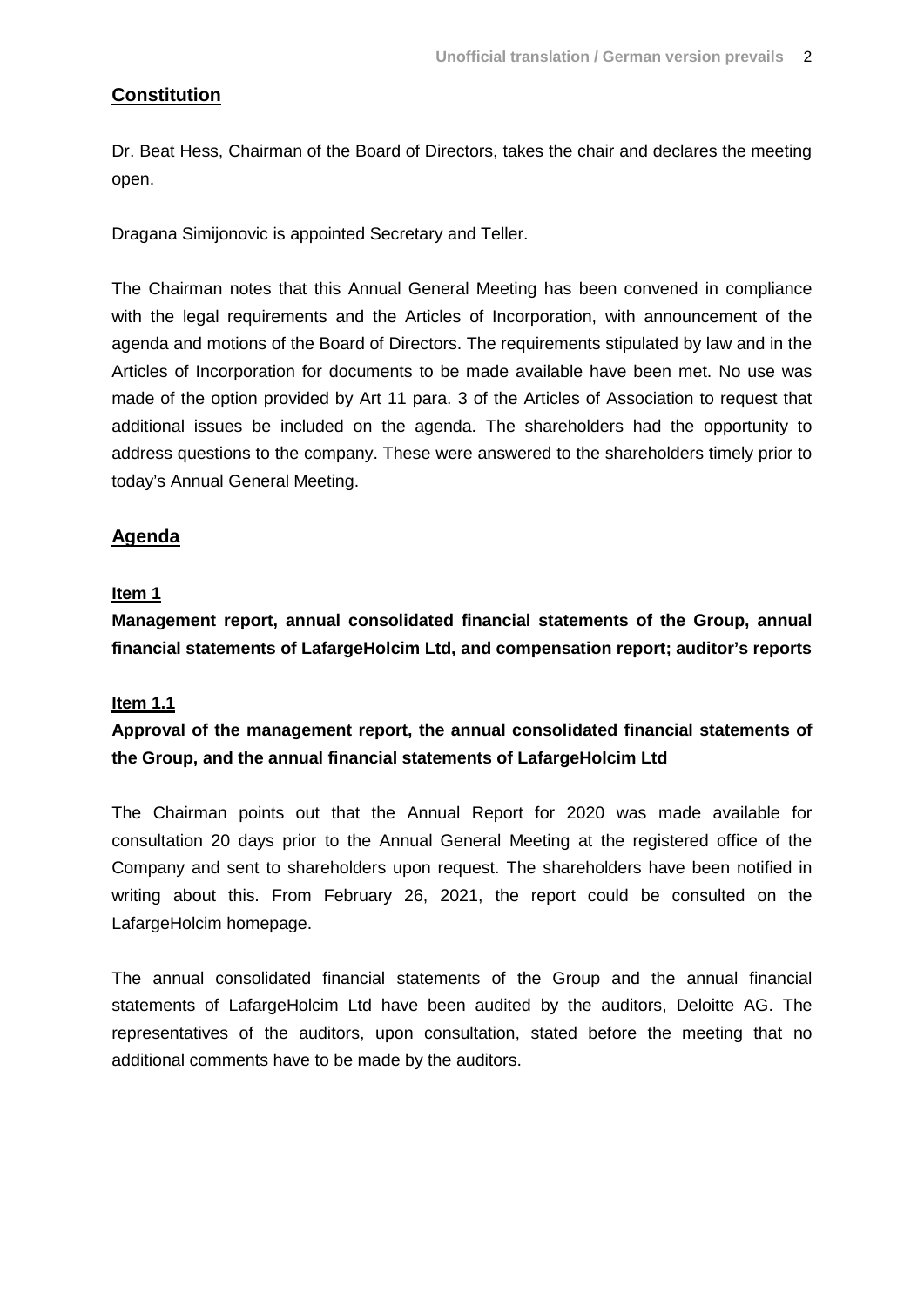## Constitution

Dr. Beat Hess, Chairman of the Board of Directors, takes the chair and declares the meeting open.

Dragana Simijonovic is appointed Secretary and Teller.

The Chairman notes that this Annual General Meeting has been convened in compliance with the legal requirements and the Articles of Incorporation, with announcement of the agenda and motions of the Board of Directors. The requirements stipulated by law and in the Articles of Incorporation for documents to be made available have been met. No use was made of the option provided by Art 11 para. 3 of the Articles of Association to request that additional issues be included on the agenda. The shareholders had the opportunity to address questions to the company. These were answered to the shareholders timely prior to today's Annual General Meeting.

## Agenda

### Item 1

**Management report, annual consolidated financial statements of the Group, annual financial statements of LafargeHolcim Ltd, and compensation report; auditor's reports**

### Item 1.1

**Approval of the management report, the annual consolidated financial statements of the Group, and the annual financial statements of LafargeHolcim Ltd**

The Chairman points out that the Annual Report for 2020 was made available for consultation 20 days prior to the Annual General Meeting at the registered office of the Company and sent to shareholders upon request. The shareholders have been notified in writing about this. From February 26, 2021, the report could be consulted on the LafargeHolcim homepage.

The annual consolidated financial statements of the Group and the annual financial statements of LafargeHolcim Ltd have been audited by the auditors, Deloitte AG. The representatives of the auditors, upon consultation, stated before the meeting that no additional comments have to be made by the auditors.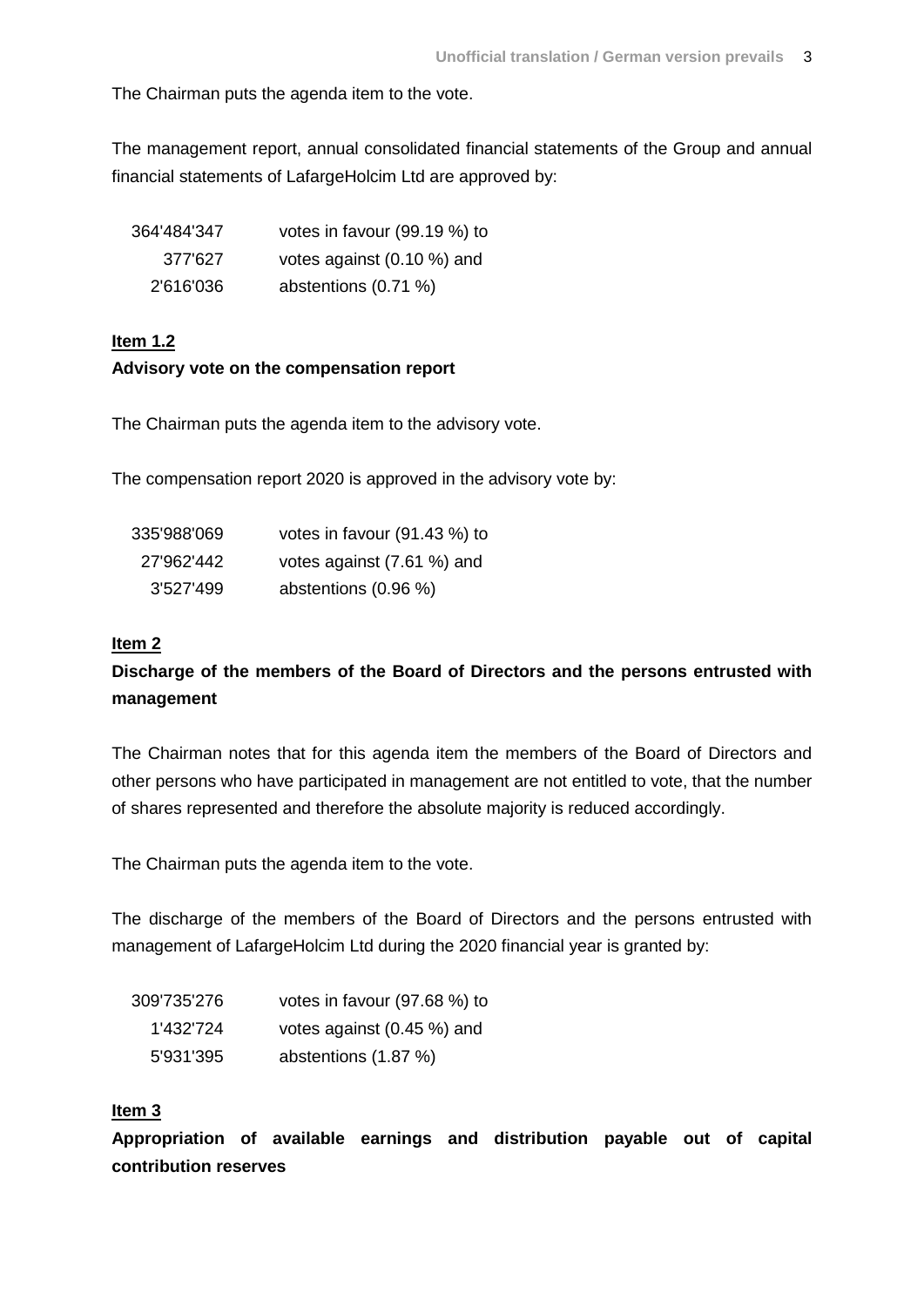The Chairman puts the agenda item to the vote.

The management report, annual consolidated financial statements of the Group and annual financial statements of LafargeHolcim Ltd are approved by:

| | |
|---:|---|
| 364'484'347 | votes in favour (99.19 %) to |
| 377'627 | votes against (0.10 %) and |
| 2'616'036 | abstentions (0.71 %) |

**Item 1.2**

**Advisory vote on the compensation report**

The Chairman puts the agenda item to the advisory vote.

The compensation report 2020 is approved in the advisory vote by:

| | |
|---:|---|
| 335'988'069 | votes in favour (91.43 %) to |
| 27'962'442 | votes against (7.61 %) and |
| 3'527'499 | abstentions (0.96 %) |

**Item 2**

**Discharge of the members of the Board of Directors and the persons entrusted with management**

The Chairman notes that for this agenda item the members of the Board of Directors and other persons who have participated in management are not entitled to vote, that the number of shares represented and therefore the absolute majority is reduced accordingly.

The Chairman puts the agenda item to the vote.

The discharge of the members of the Board of Directors and the persons entrusted with management of LafargeHolcim Ltd during the 2020 financial year is granted by:

| | |
|---:|---|
| 309'735'276 | votes in favour (97.68 %) to |
| 1'432'724 | votes against (0.45 %) and |
| 5'931'395 | abstentions (1.87 %) |

**Item 3**

**Appropriation of available earnings and distribution payable out of capital contribution reserves**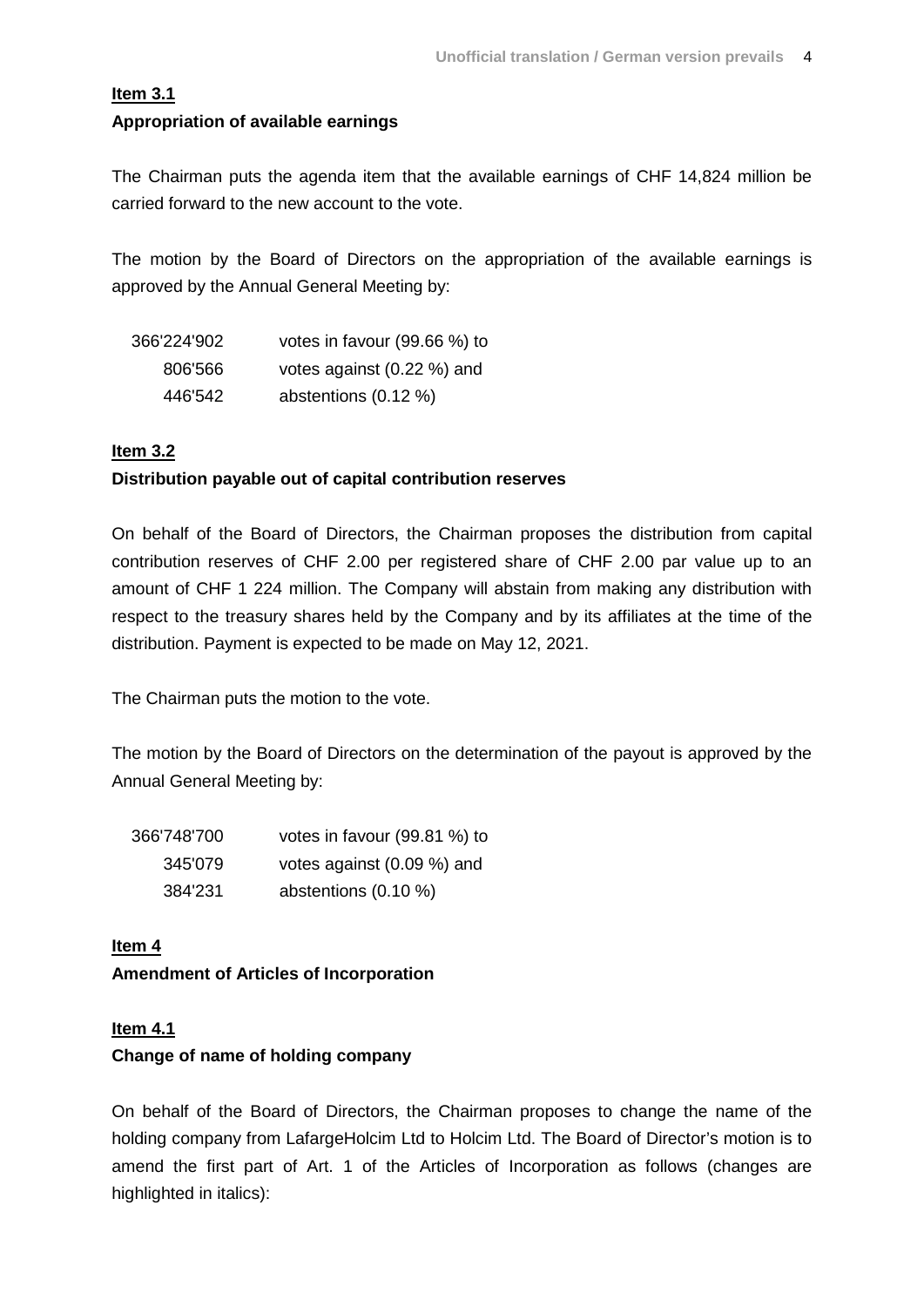**Item 3.1**

**Appropriation of available earnings**

The Chairman puts the agenda item that the available earnings of CHF 14,824 million be carried forward to the new account to the vote.

The motion by the Board of Directors on the appropriation of the available earnings is approved by the Annual General Meeting by:

| | |
|---|---|
| 366'224'902 | votes in favour (99.66 %) to |
| 806'566 | votes against (0.22 %) and |
| 446'542 | abstentions (0.12 %) |

**Item 3.2**

**Distribution payable out of capital contribution reserves**

On behalf of the Board of Directors, the Chairman proposes the distribution from capital contribution reserves of CHF 2.00 per registered share of CHF 2.00 par value up to an amount of CHF 1 224 million. The Company will abstain from making any distribution with respect to the treasury shares held by the Company and by its affiliates at the time of the distribution. Payment is expected to be made on May 12, 2021.

The Chairman puts the motion to the vote.

The motion by the Board of Directors on the determination of the payout is approved by the Annual General Meeting by:

| | |
|---|---|
| 366'748'700 | votes in favour (99.81 %) to |
| 345'079 | votes against (0.09 %) and |
| 384'231 | abstentions (0.10 %) |

**Item 4**

**Amendment of Articles of Incorporation**

**Item 4.1**

**Change of name of holding company**

On behalf of the Board of Directors, the Chairman proposes to change the name of the holding company from LafargeHolcim Ltd to Holcim Ltd. The Board of Director's motion is to amend the first part of Art. 1 of the Articles of Incorporation as follows (changes are highlighted in italics):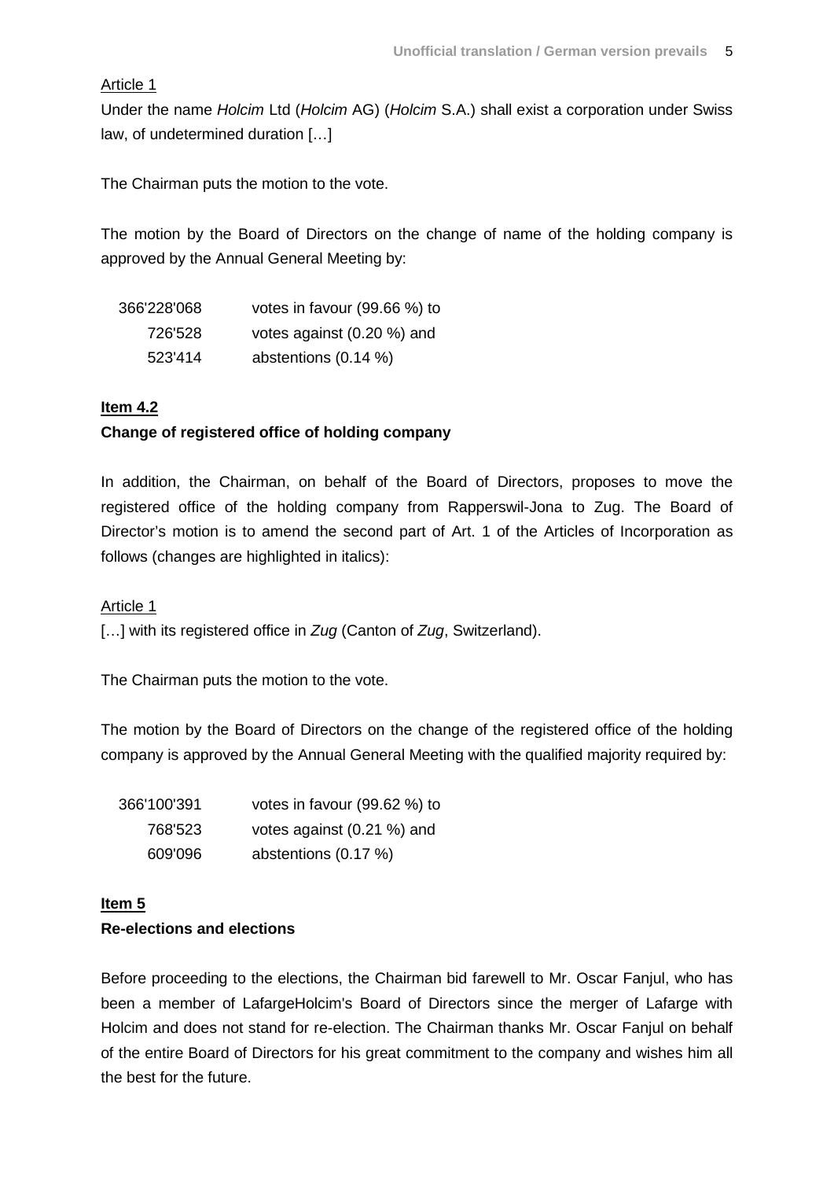Article 1

Under the name *Holcim* Ltd (*Holcim* AG) (*Holcim* S.A.) shall exist a corporation under Swiss law, of undetermined duration […]

The Chairman puts the motion to the vote.

The motion by the Board of Directors on the change of name of the holding company is approved by the Annual General Meeting by:

| | |
|---|---|
| 366'228'068 | votes in favour (99.66 %) to |
| 726'528 | votes against (0.20 %) and |
| 523'414 | abstentions (0.14 %) |

**Item 4.2**

**Change of registered office of holding company**

In addition, the Chairman, on behalf of the Board of Directors, proposes to move the registered office of the holding company from Rapperswil-Jona to Zug. The Board of Director's motion is to amend the second part of Art. 1 of the Articles of Incorporation as follows (changes are highlighted in italics):

Article 1

[…] with its registered office in *Zug* (Canton of *Zug*, Switzerland).

The Chairman puts the motion to the vote.

The motion by the Board of Directors on the change of the registered office of the holding company is approved by the Annual General Meeting with the qualified majority required by:

| | |
|---|---|
| 366'100'391 | votes in favour (99.62 %) to |
| 768'523 | votes against (0.21 %) and |
| 609'096 | abstentions (0.17 %) |

**Item 5**

**Re-elections and elections**

Before proceeding to the elections, the Chairman bid farewell to Mr. Oscar Fanjul, who has been a member of LafargeHolcim's Board of Directors since the merger of Lafarge with Holcim and does not stand for re-election. The Chairman thanks Mr. Oscar Fanjul on behalf of the entire Board of Directors for his great commitment to the company and wishes him all the best for the future.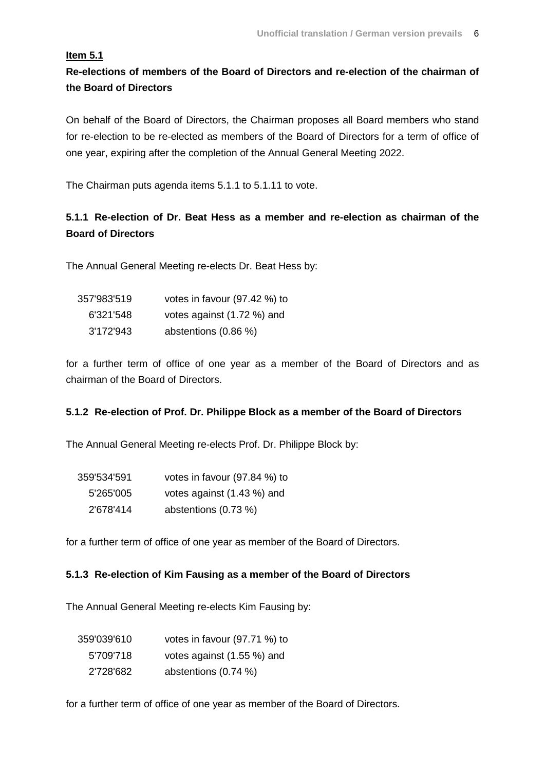**Item 5.1**

**Re-elections of members of the Board of Directors and re-election of the chairman of the Board of Directors**

On behalf of the Board of Directors, the Chairman proposes all Board members who stand for re-election to be re-elected as members of the Board of Directors for a term of office of one year, expiring after the completion of the Annual General Meeting 2022.

The Chairman puts agenda items 5.1.1 to 5.1.11 to vote.

**5.1.1 Re-election of Dr. Beat Hess as a member and re-election as chairman of the Board of Directors**

The Annual General Meeting re-elects Dr. Beat Hess by:

| | |
|---|---|
| 357'983'519 | votes in favour (97.42 %) to |
| 6'321'548 | votes against (1.72 %) and |
| 3'172'943 | abstentions (0.86 %) |

for a further term of office of one year as a member of the Board of Directors and as chairman of the Board of Directors.

**5.1.2 Re-election of Prof. Dr. Philippe Block as a member of the Board of Directors**

The Annual General Meeting re-elects Prof. Dr. Philippe Block by:

| | |
|---|---|
| 359'534'591 | votes in favour (97.84 %) to |
| 5'265'005 | votes against (1.43 %) and |
| 2'678'414 | abstentions (0.73 %) |

for a further term of office of one year as member of the Board of Directors.

**5.1.3 Re-election of Kim Fausing as a member of the Board of Directors**

The Annual General Meeting re-elects Kim Fausing by:

| | |
|---|---|
| 359'039'610 | votes in favour (97.71 %) to |
| 5'709'718 | votes against (1.55 %) and |
| 2'728'682 | abstentions (0.74 %) |

for a further term of office of one year as member of the Board of Directors.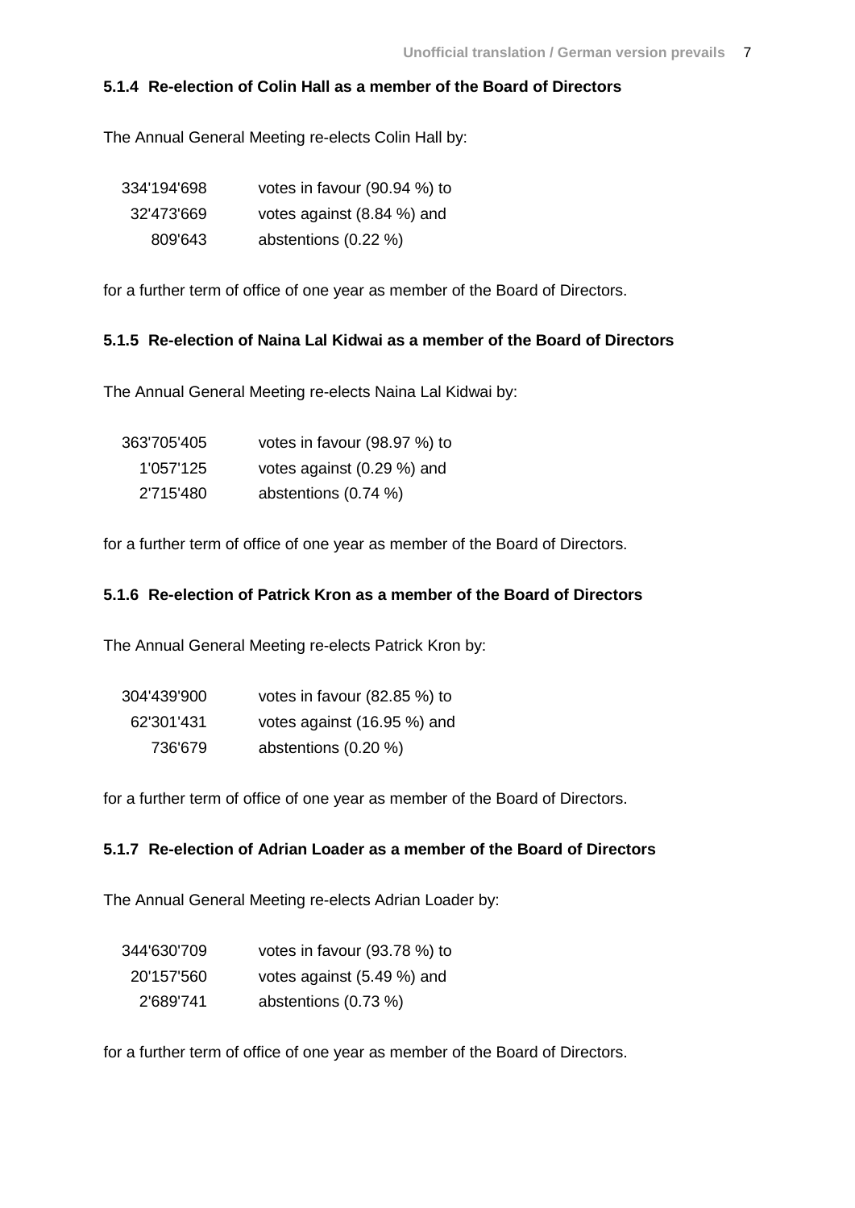#### 5.1.4 Re-election of Colin Hall as a member of the Board of Directors

The Annual General Meeting re-elects Colin Hall by:

| | |
|---|---|
| 334'194'698 | votes in favour (90.94 %) to |
| 32'473'669 | votes against (8.84 %) and |
| 809'643 | abstentions (0.22 %) |

for a further term of office of one year as member of the Board of Directors.

#### 5.1.5 Re-election of Naina Lal Kidwai as a member of the Board of Directors

The Annual General Meeting re-elects Naina Lal Kidwai by:

| | |
|---|---|
| 363'705'405 | votes in favour (98.97 %) to |
| 1'057'125 | votes against (0.29 %) and |
| 2'715'480 | abstentions (0.74 %) |

for a further term of office of one year as member of the Board of Directors.

#### 5.1.6 Re-election of Patrick Kron as a member of the Board of Directors

The Annual General Meeting re-elects Patrick Kron by:

| | |
|---|---|
| 304'439'900 | votes in favour (82.85 %) to |
| 62'301'431 | votes against (16.95 %) and |
| 736'679 | abstentions (0.20 %) |

for a further term of office of one year as member of the Board of Directors.

#### 5.1.7 Re-election of Adrian Loader as a member of the Board of Directors

The Annual General Meeting re-elects Adrian Loader by:

| | |
|---|---|
| 344'630'709 | votes in favour (93.78 %) to |
| 20'157'560 | votes against (5.49 %) and |
| 2'689'741 | abstentions (0.73 %) |

for a further term of office of one year as member of the Board of Directors.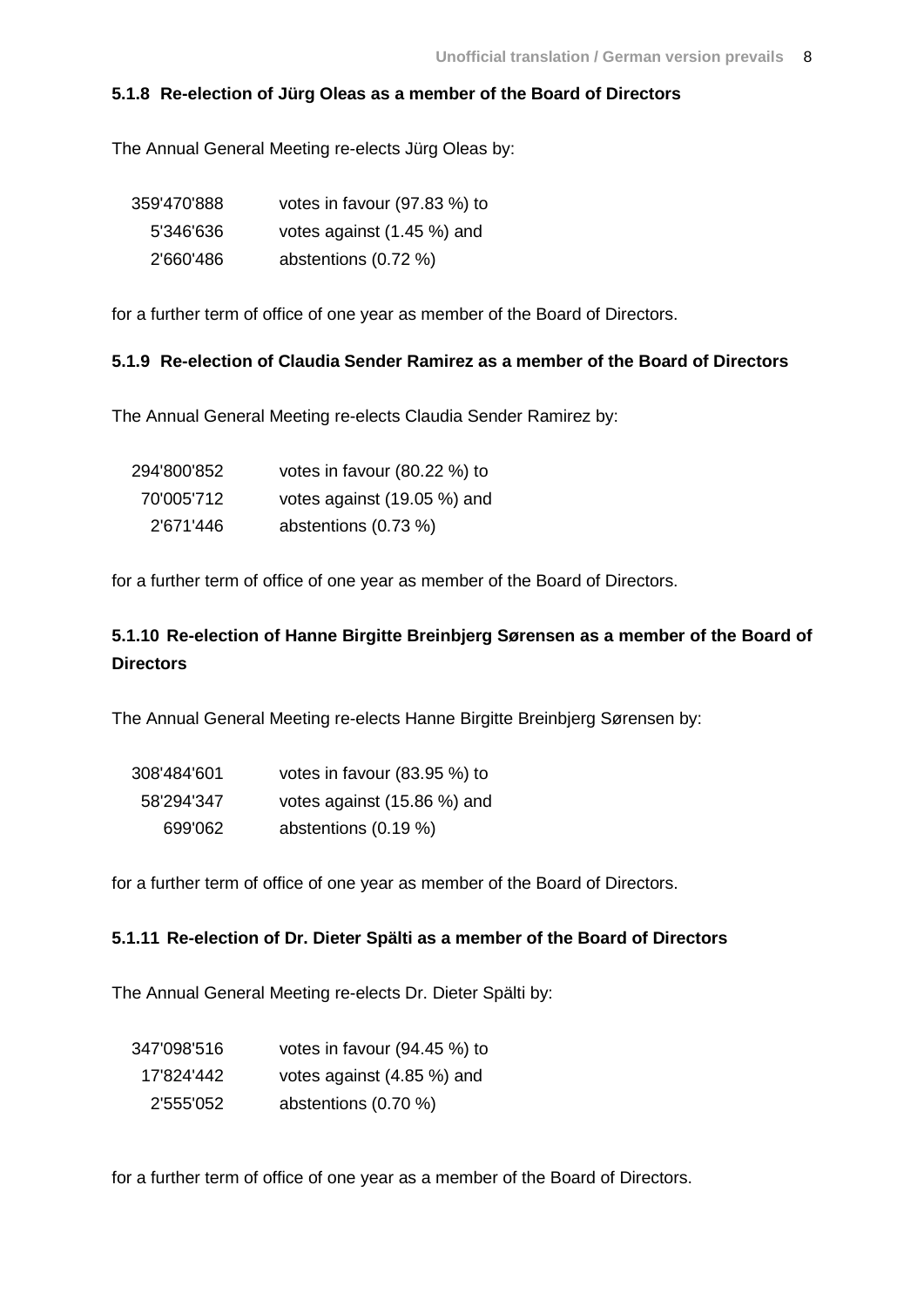#### 5.1.8 Re-election of Jürg Oleas as a member of the Board of Directors

The Annual General Meeting re-elects Jürg Oleas by:

| | |
|---|---|
| 359'470'888 | votes in favour (97.83 %) to |
| 5'346'636 | votes against (1.45 %) and |
| 2'660'486 | abstentions (0.72 %) |

for a further term of office of one year as member of the Board of Directors.

#### 5.1.9 Re-election of Claudia Sender Ramirez as a member of the Board of Directors

The Annual General Meeting re-elects Claudia Sender Ramirez by:

| | |
|---|---|
| 294'800'852 | votes in favour (80.22 %) to |
| 70'005'712 | votes against (19.05 %) and |
| 2'671'446 | abstentions (0.73 %) |

for a further term of office of one year as member of the Board of Directors.

#### 5.1.10 Re-election of Hanne Birgitte Breinbjerg Sørensen as a member of the Board of Directors

The Annual General Meeting re-elects Hanne Birgitte Breinbjerg Sørensen by:

| | |
|---|---|
| 308'484'601 | votes in favour (83.95 %) to |
| 58'294'347 | votes against (15.86 %) and |
| 699'062 | abstentions (0.19 %) |

for a further term of office of one year as member of the Board of Directors.

#### 5.1.11 Re-election of Dr. Dieter Spälti as a member of the Board of Directors

The Annual General Meeting re-elects Dr. Dieter Spälti by:

| | |
|---|---|
| 347'098'516 | votes in favour (94.45 %) to |
| 17'824'442 | votes against (4.85 %) and |
| 2'555'052 | abstentions (0.70 %) |

for a further term of office of one year as a member of the Board of Directors.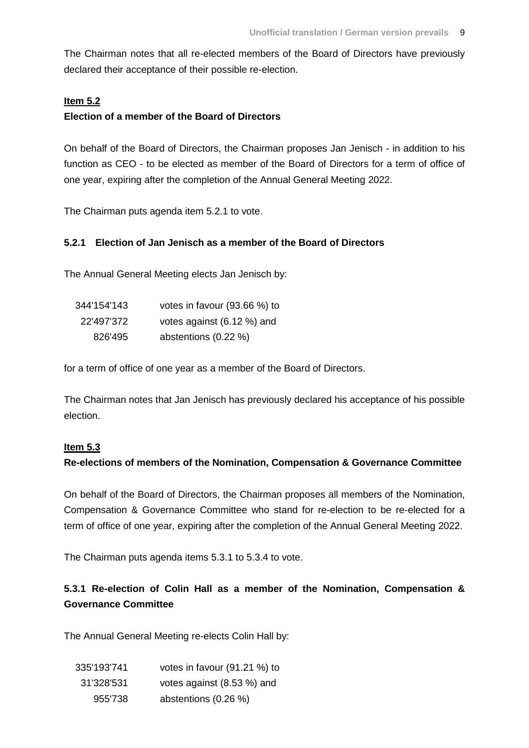The Chairman notes that all re-elected members of the Board of Directors have previously declared their acceptance of their possible re-election.

**Item 5.2**

**Election of a member of the Board of Directors**

On behalf of the Board of Directors, the Chairman proposes Jan Jenisch - in addition to his function as CEO - to be elected as member of the Board of Directors for a term of office of one year, expiring after the completion of the Annual General Meeting 2022.

The Chairman puts agenda item 5.2.1 to vote.

**5.2.1 Election of Jan Jenisch as a member of the Board of Directors**

The Annual General Meeting elects Jan Jenisch by:

| | |
|---|---|
| 344'154'143 | votes in favour (93.66 %) to |
| 22'497'372 | votes against (6.12 %) and |
| 826'495 | abstentions (0.22 %) |

for a term of office of one year as a member of the Board of Directors.

The Chairman notes that Jan Jenisch has previously declared his acceptance of his possible election.

**Item 5.3**

**Re-elections of members of the Nomination, Compensation & Governance Committee**

On behalf of the Board of Directors, the Chairman proposes all members of the Nomination, Compensation & Governance Committee who stand for re-election to be re-elected for a term of office of one year, expiring after the completion of the Annual General Meeting 2022.

The Chairman puts agenda items 5.3.1 to 5.3.4 to vote.

**5.3.1 Re-election of Colin Hall as a member of the Nomination, Compensation & Governance Committee**

The Annual General Meeting re-elects Colin Hall by:

| | |
|---|---|
| 335'193'741 | votes in favour (91.21 %) to |
| 31'328'531 | votes against (8.53 %) and |
| 955'738 | abstentions (0.26 %) |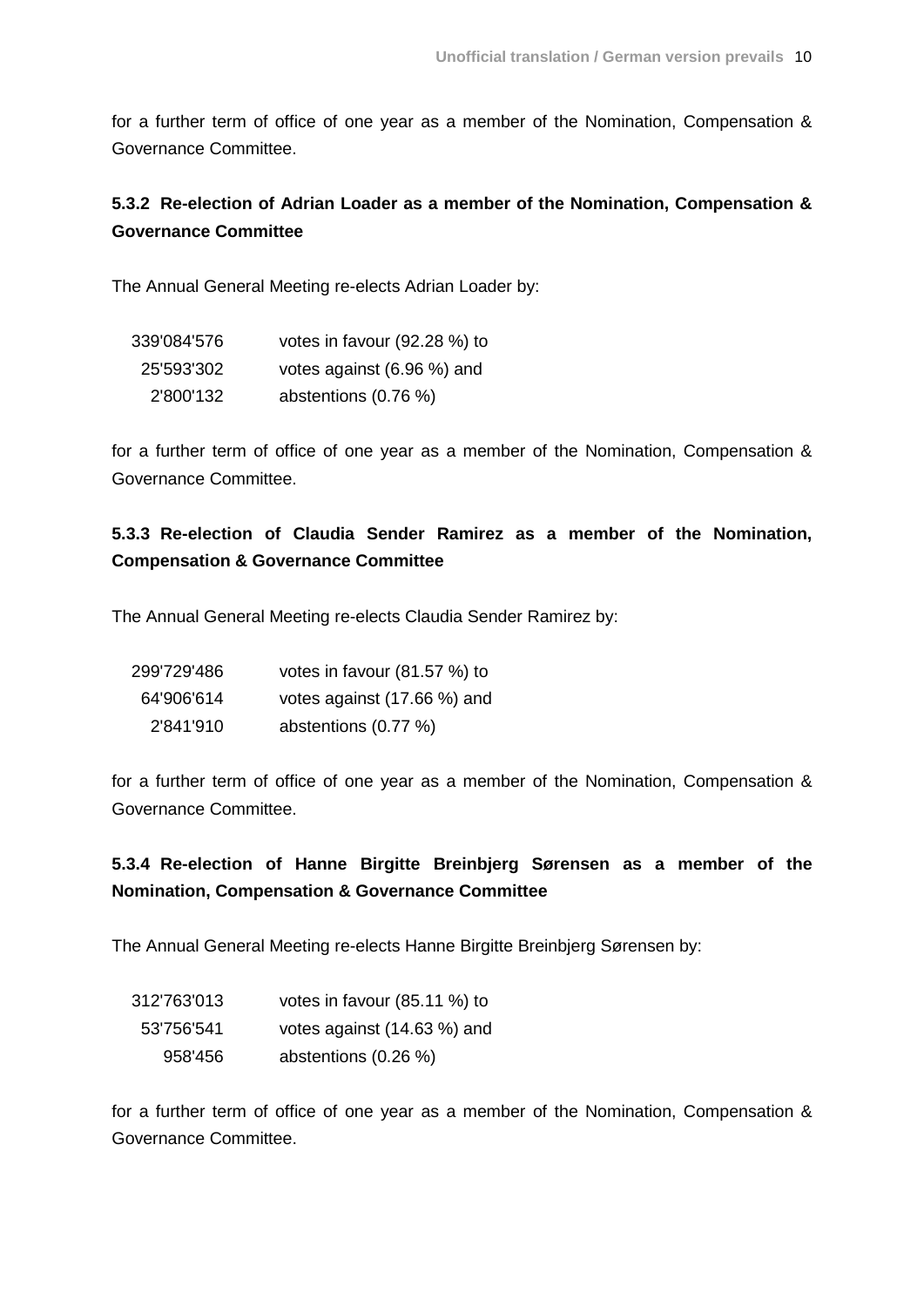for a further term of office of one year as a member of the Nomination, Compensation & Governance Committee.

**5.3.2 Re-election of Adrian Loader as a member of the Nomination, Compensation & Governance Committee**

The Annual General Meeting re-elects Adrian Loader by:

| | |
|---|---|
| 339'084'576 | votes in favour (92.28 %) to |
| 25'593'302 | votes against (6.96 %) and |
| 2'800'132 | abstentions (0.76 %) |

for a further term of office of one year as a member of the Nomination, Compensation & Governance Committee.

**5.3.3 Re-election of Claudia Sender Ramirez as a member of the Nomination, Compensation & Governance Committee**

The Annual General Meeting re-elects Claudia Sender Ramirez by:

| | |
|---|---|
| 299'729'486 | votes in favour (81.57 %) to |
| 64'906'614 | votes against (17.66 %) and |
| 2'841'910 | abstentions (0.77 %) |

for a further term of office of one year as a member of the Nomination, Compensation & Governance Committee.

**5.3.4 Re-election of Hanne Birgitte Breinbjerg Sørensen as a member of the Nomination, Compensation & Governance Committee**

The Annual General Meeting re-elects Hanne Birgitte Breinbjerg Sørensen by:

| | |
|---|---|
| 312'763'013 | votes in favour (85.11 %) to |
| 53'756'541 | votes against (14.63 %) and |
| 958'456 | abstentions (0.26 %) |

for a further term of office of one year as a member of the Nomination, Compensation & Governance Committee.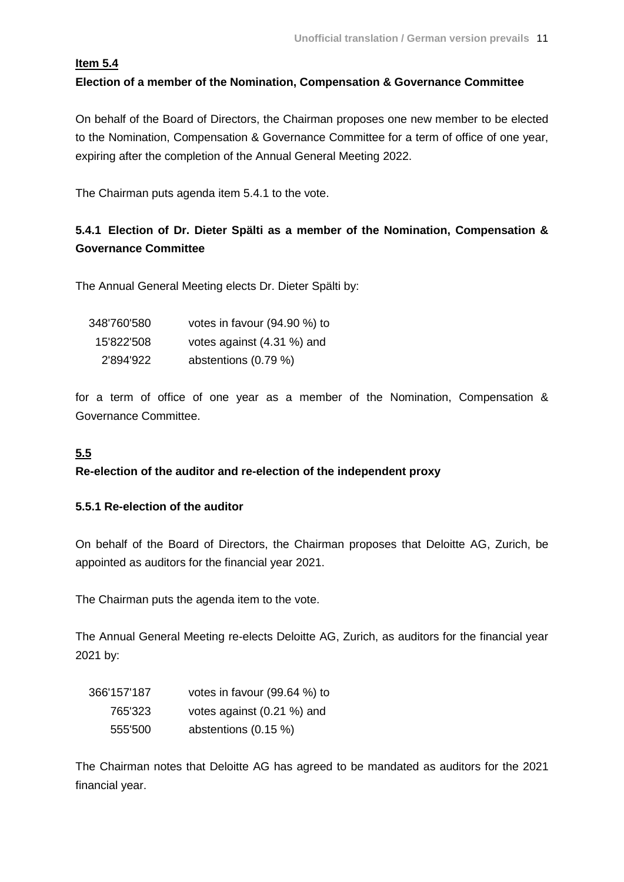**Item 5.4**

**Election of a member of the Nomination, Compensation & Governance Committee**

On behalf of the Board of Directors, the Chairman proposes one new member to be elected to the Nomination, Compensation & Governance Committee for a term of office of one year, expiring after the completion of the Annual General Meeting 2022.

The Chairman puts agenda item 5.4.1 to the vote.

**5.4.1 Election of Dr. Dieter Spälti as a member of the Nomination, Compensation & Governance Committee**

The Annual General Meeting elects Dr. Dieter Spälti by:

| | |
|---|---|
| 348'760'580 | votes in favour (94.90 %) to |
| 15'822'508 | votes against (4.31 %) and |
| 2'894'922 | abstentions (0.79 %) |

for a term of office of one year as a member of the Nomination, Compensation & Governance Committee.

**5.5**

**Re-election of the auditor and re-election of the independent proxy**

**5.5.1 Re-election of the auditor**

On behalf of the Board of Directors, the Chairman proposes that Deloitte AG, Zurich, be appointed as auditors for the financial year 2021.

The Chairman puts the agenda item to the vote.

The Annual General Meeting re-elects Deloitte AG, Zurich, as auditors for the financial year 2021 by:

| | |
|---|---|
| 366'157'187 | votes in favour (99.64 %) to |
| 765'323 | votes against (0.21 %) and |
| 555'500 | abstentions (0.15 %) |

The Chairman notes that Deloitte AG has agreed to be mandated as auditors for the 2021 financial year.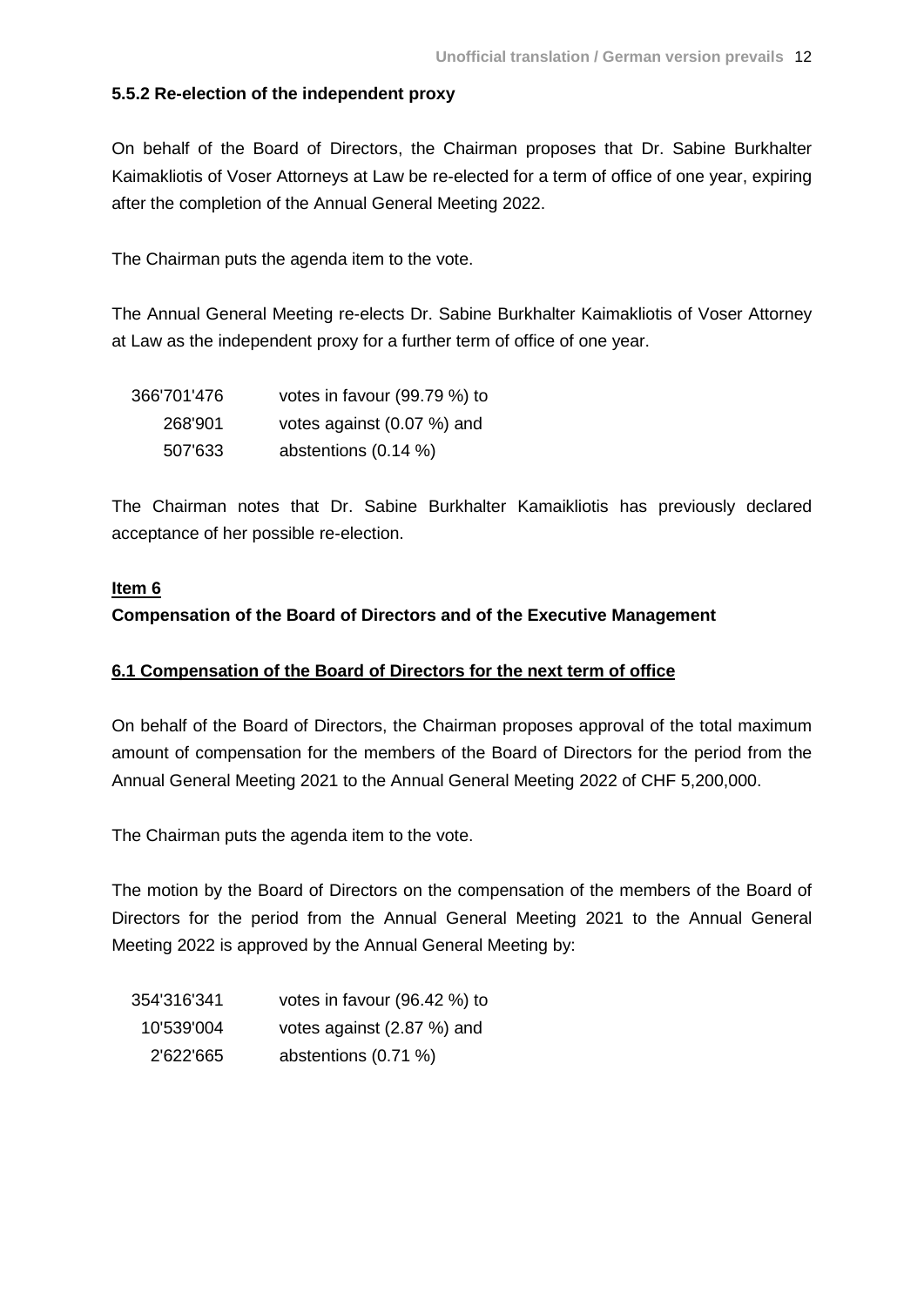**5.5.2 Re-election of the independent proxy**

On behalf of the Board of Directors, the Chairman proposes that Dr. Sabine Burkhalter Kaimakliotis of Voser Attorneys at Law be re-elected for a term of office of one year, expiring after the completion of the Annual General Meeting 2022.

The Chairman puts the agenda item to the vote.

The Annual General Meeting re-elects Dr. Sabine Burkhalter Kaimakliotis of Voser Attorney at Law as the independent proxy for a further term of office of one year.

| | |
|---|---|
| 366'701'476 | votes in favour (99.79 %) to |
| 268'901 | votes against (0.07 %) and |
| 507'633 | abstentions (0.14 %) |

The Chairman notes that Dr. Sabine Burkhalter Kamaikliotis has previously declared acceptance of her possible re-election.

**Item 6**

**Compensation of the Board of Directors and of the Executive Management**

**6.1 Compensation of the Board of Directors for the next term of office**

On behalf of the Board of Directors, the Chairman proposes approval of the total maximum amount of compensation for the members of the Board of Directors for the period from the Annual General Meeting 2021 to the Annual General Meeting 2022 of CHF 5,200,000.

The Chairman puts the agenda item to the vote.

The motion by the Board of Directors on the compensation of the members of the Board of Directors for the period from the Annual General Meeting 2021 to the Annual General Meeting 2022 is approved by the Annual General Meeting by:

| | |
|---|---|
| 354'316'341 | votes in favour (96.42 %) to |
| 10'539'004 | votes against (2.87 %) and |
| 2'622'665 | abstentions (0.71 %) |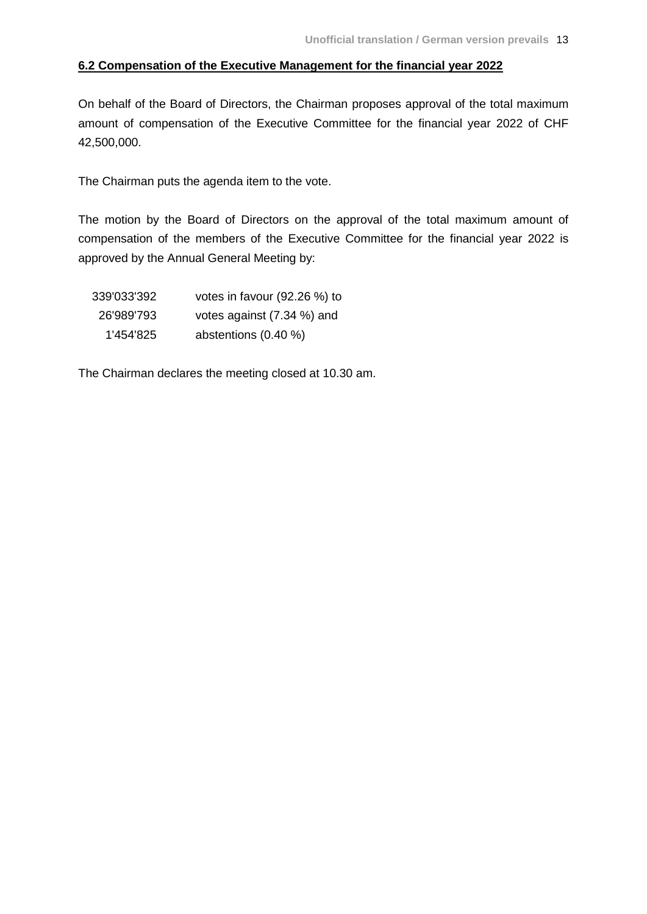## 6.2 Compensation of the Executive Management for the financial year 2022

On behalf of the Board of Directors, the Chairman proposes approval of the total maximum amount of compensation of the Executive Committee for the financial year 2022 of CHF 42,500,000.

The Chairman puts the agenda item to the vote.

The motion by the Board of Directors on the approval of the total maximum amount of compensation of the members of the Executive Committee for the financial year 2022 is approved by the Annual General Meeting by:

| | |
|---|---|
| 339'033'392 | votes in favour (92.26 %) to |
| 26'989'793 | votes against (7.34 %) and |
| 1'454'825 | abstentions (0.40 %) |

The Chairman declares the meeting closed at 10.30 am.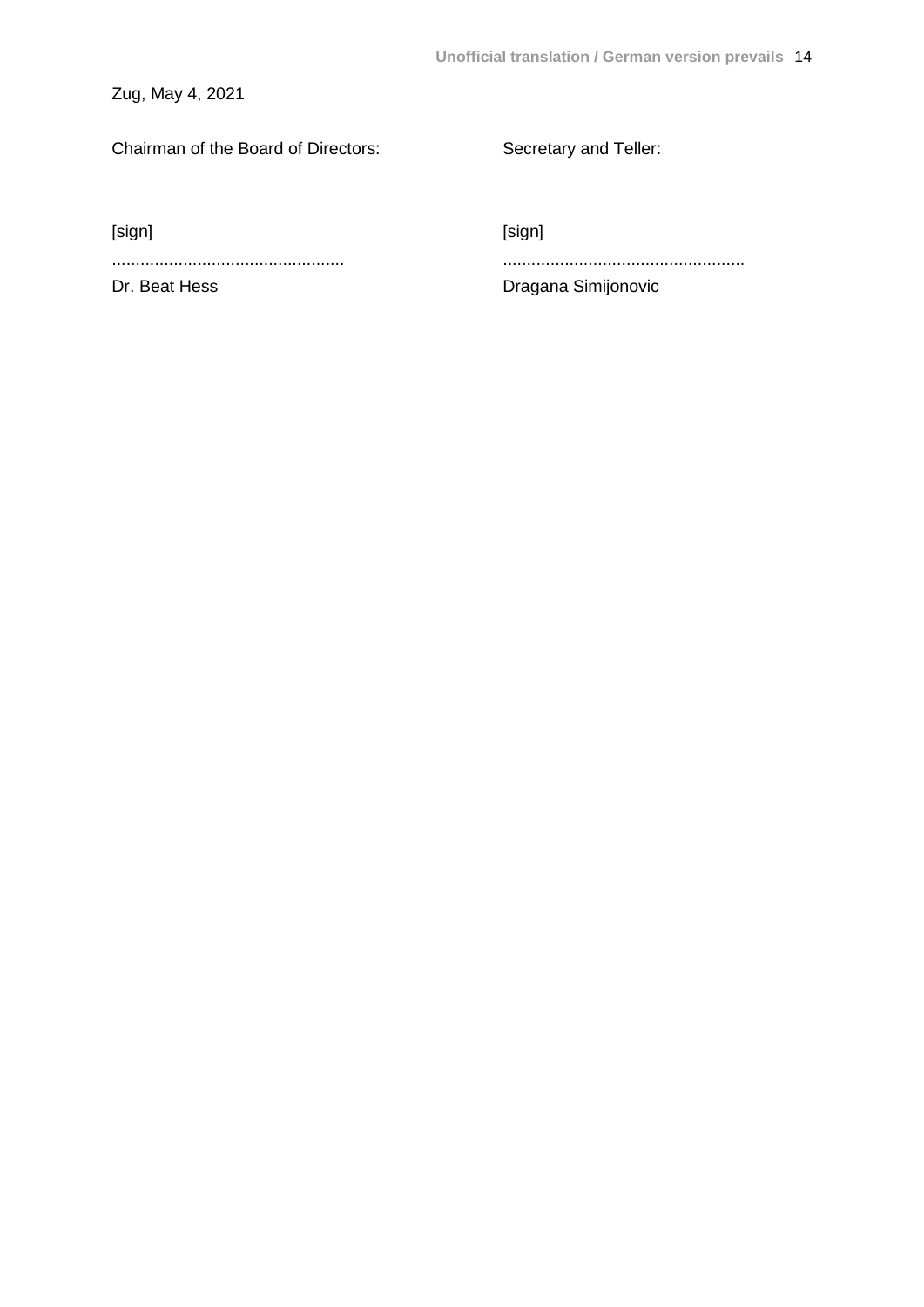Zug, May 4, 2021

| | |
|---|---|
| Chairman of the Board of Directors: | Secretary and Teller: |
| [sign] | [sign] |
| ................................................. | ................................................... |
| Dr. Beat Hess | Dragana Simijonovic |